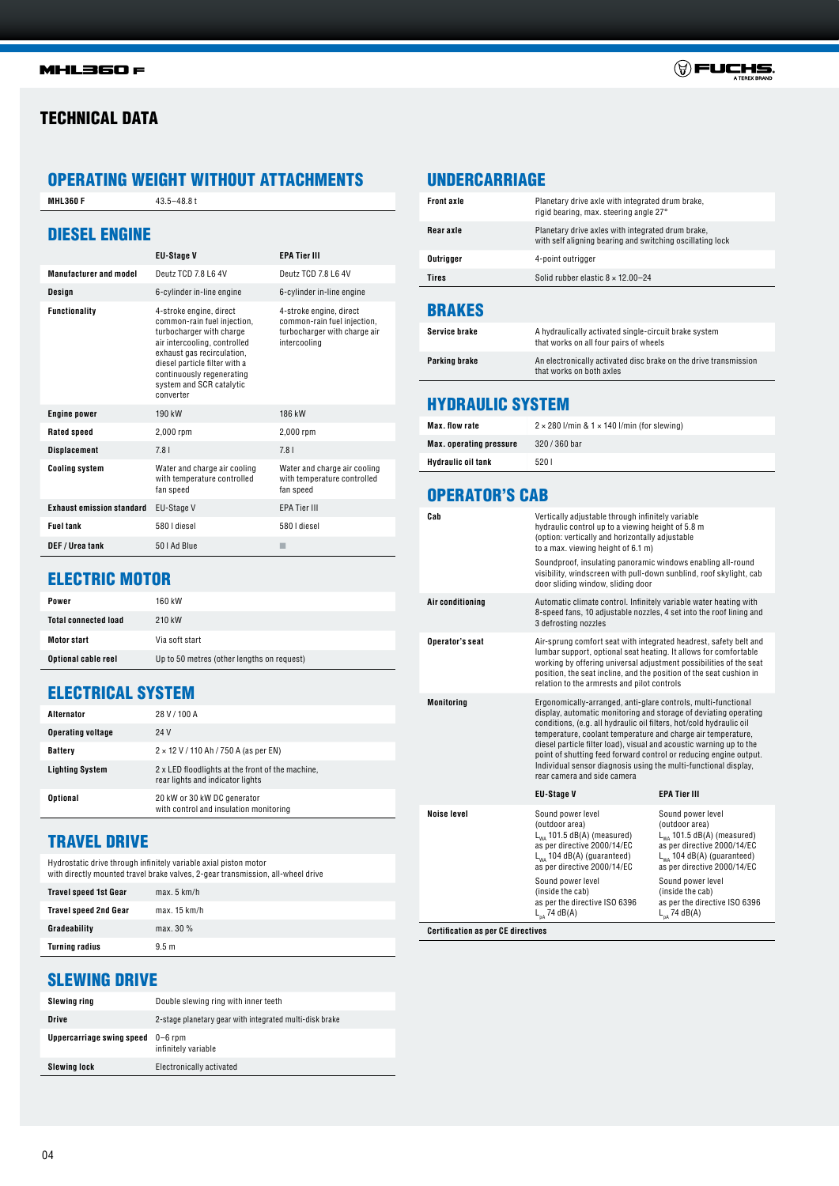# TECHNICAL DATA

## OPERATING WEIGHT WITHOUT ATTACHMENTS

| | |
|---|---|
| **MHL360 F** | 43.5–48.8 t |

## DIESEL ENGINE

| | EU-Stage V | EPA Tier III |
|---|---|---|
| **Manufacturer and model** | Deutz TCD 7.8 L6 4V | Deutz TCD 7.8 L6 4V |
| **Design** | 6-cylinder in-line engine | 6-cylinder in-line engine |
| **Functionality** | 4-stroke engine, direct common-rain fuel injection, turbocharger with charge air intercooling, controlled exhaust gas recirculation, diesel particle filter with a continuously regenerating system and SCR catalytic converter | 4-stroke engine, direct common-rain fuel injection, turbocharger with charge air intercooling |
| **Engine power** | 190 kW | 186 kW |
| **Rated speed** | 2,000 rpm | 2,000 rpm |
| **Displacement** | 7.8 l | 7.8 l |
| **Cooling system** | Water and charge air cooling with temperature controlled fan speed | Water and charge air cooling with temperature controlled fan speed |
| **Exhaust emission standard** | EU-Stage V | EPA Tier III |
| **Fuel tank** | 580 l diesel | 580 l diesel |
| **DEF / Urea tank** | 50 l Ad Blue | ■ |

## ELECTRIC MOTOR

| | |
|---|---|
| **Power** | 160 kW |
| **Total connected load** | 210 kW |
| **Motor start** | Via soft start |
| **Optional cable reel** | Up to 50 metres (other lengths on request) |

## ELECTRICAL SYSTEM

| | |
|---|---|
| **Alternator** | 28 V / 100 A |
| **Operating voltage** | 24 V |
| **Battery** | 2 × 12 V / 110 Ah / 750 A (as per EN) |
| **Lighting System** | 2 x LED floodlights at the front of the machine, rear lights and indicator lights |
| **Optional** | 20 kW or 30 kW DC generator with control and insulation monitoring |

## TRAVEL DRIVE

Hydrostatic drive through infinitely variable axial piston motor with directly mounted travel brake valves, 2-gear transmission, all-wheel drive

| | |
|---|---|
| **Travel speed 1st Gear** | max. 5 km/h |
| **Travel speed 2nd Gear** | max. 15 km/h |
| **Gradeability** | max. 30 % |
| **Turning radius** | 9.5 m |

## SLEWING DRIVE

| | |
|---|---|
| **Slewing ring** | Double slewing ring with inner teeth |
| **Drive** | 2-stage planetary gear with integrated multi-disk brake |
| **Uppercarriage swing speed** | 0–6 rpm infinitely variable |
| **Slewing lock** | Electronically activated |

## UNDERCARRIAGE

| | |
|---|---|
| **Front axle** | Planetary drive axle with integrated drum brake, rigid bearing, max. steering angle 27° |
| **Rear axle** | Planetary drive axles with integrated drum brake, with self aligning bearing and switching oscillating lock |
| **Outrigger** | 4-point outrigger |
| **Tires** | Solid rubber elastic 8 × 12.00–24 |

## BRAKES

| | |
|---|---|
| **Service brake** | A hydraulically activated single-circuit brake system that works on all four pairs of wheels |
| **Parking brake** | An electronically activated disc brake on the drive transmission that works on both axles |

## HYDRAULIC SYSTEM

| | |
|---|---|
| **Max. flow rate** | 2 × 280 l/min & 1 × 140 l/min (for slewing) |
| **Max. operating pressure** | 320 / 360 bar |
| **Hydraulic oil tank** | 520 l |

## OPERATOR'S CAB

| | | |
|---|---|---|
| **Cab** | Vertically adjustable through infinitely variable hydraulic control up to a viewing height of 5.8 m (option: vertically and horizontally adjustable to a max. viewing height of 6.1 m)<br>Soundproof, insulating panoramic windows enabling all-round visibility, windscreen with pull-down sunblind, roof skylight, cab door sliding window, sliding door | |
| **Air conditioning** | Automatic climate control. Infinitely variable water heating with 8-speed fans, 10 adjustable nozzles, 4 set into the roof lining and 3 defrosting nozzles | |
| **Operator's seat** | Air-sprung comfort seat with integrated headrest, safety belt and lumbar support, optional seat heating. It allows for comfortable working by offering universal adjustment possibilities of the seat position, the seat incline, and the position of the seat cushion in relation to the armrests and pilot controls | |
| **Monitoring** | Ergonomically-arranged, anti-glare controls, multi-functional display, automatic monitoring and storage of deviating operating conditions, (e.g. all hydraulic oil filters, hydraulic oil temperature, coolant temperature and charge air temperature, diesel particle filter load), visual and acoustic warning up to the point of shutting feed forward control or reducing engine output. Individual sensor diagnosis using the multi-functional display, rear camera and side camera | |
| | **EU-Stage V** | **EPA Tier III** |
| **Noise level** | Sound power level (outdoor area) $L_{WA}$ 101.5 dB(A) (measured) as per directive 2000/14/EC $L_{WA}$ 104 dB(A) (guaranteed) as per directive 2000/14/EC<br>Sound power level (inside the cab) as per the directive ISO 6396 $L_{pA}$ 74 dB(A) | Sound power level (outdoor area) $L_{WA}$ 101.5 dB(A) (measured) as per directive 2000/14/EC $L_{WA}$ 104 dB(A) (guaranteed) as per directive 2000/14/EC<br>Sound power level (inside the cab) as per the directive ISO 6396 $L_{pA}$ 74 dB(A) |
| **Certification as per CE directives** | | |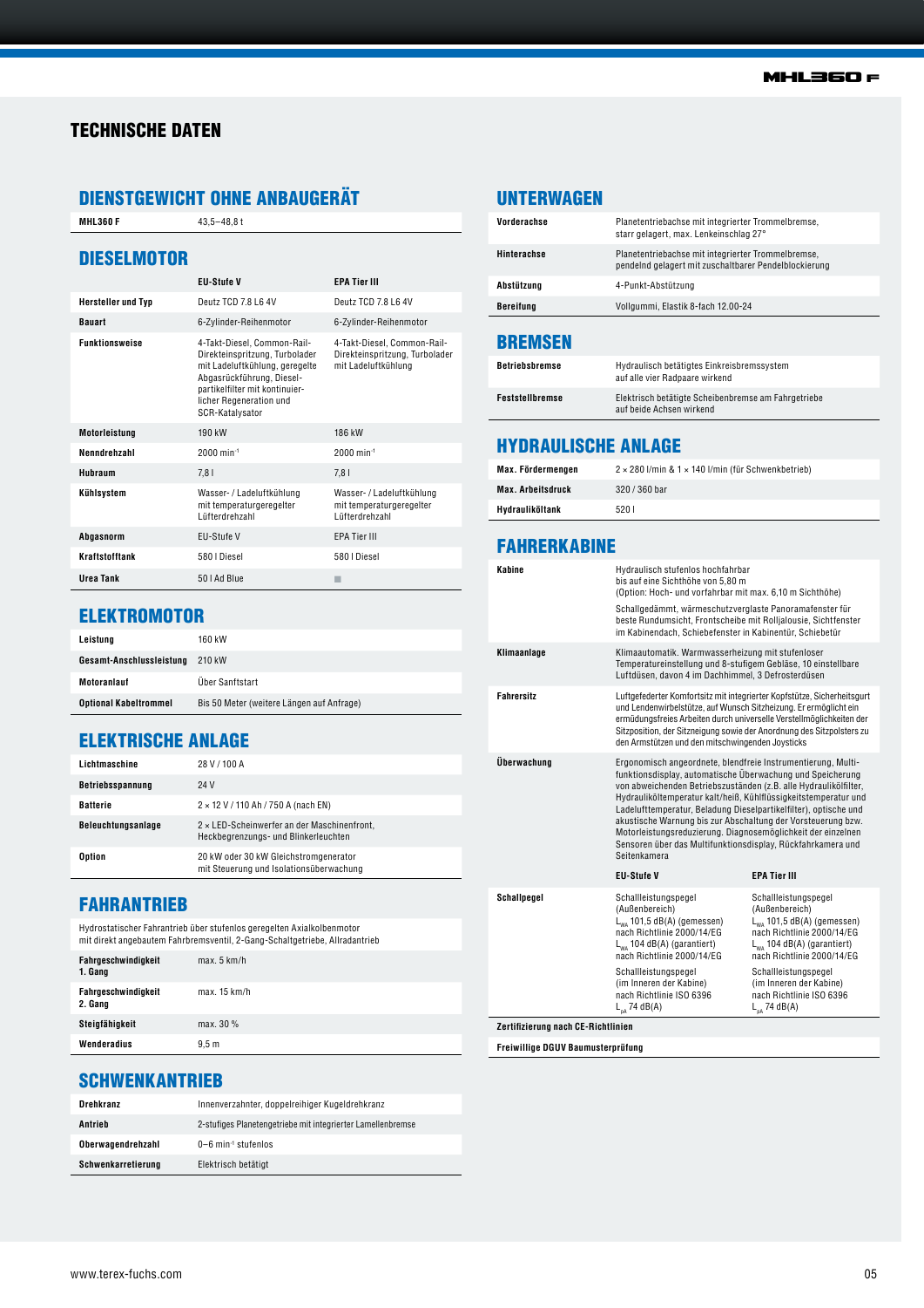# TECHNISCHE DATEN

## DIENSTGEWICHT OHNE ANBAUGERÄT

| | |
|---|---|
| **MHL360 F** | 43,5–48,8 t |

## DIESELMOTOR

| | EU-Stufe V | EPA Tier III |
|---|---|---|
| **Hersteller und Typ** | Deutz TCD 7.8 L6 4V | Deutz TCD 7.8 L6 4V |
| **Bauart** | 6-Zylinder-Reihenmotor | 6-Zylinder-Reihenmotor |
| **Funktionsweise** | 4-Takt-Diesel, Common-Rail-Direkteinspritzung, Turbolader mit Ladeluftkühlung, geregelte Abgasrückführung, Diesel-partikelfilter mit kontinuier-licher Regeneration und SCR-Katalysator | 4-Takt-Diesel, Common-Rail-Direkteinspritzung, Turbolader mit Ladeluftkühlung |
| **Motorleistung** | 190 kW | 186 kW |
| **Nenndrehzahl** | 2000 $min^{-1}$ | 2000 $min^{-1}$ |
| **Hubraum** | 7,8 l | 7,8 l |
| **Kühlsystem** | Wasser- / Ladeluftkühlung mit temperaturgeregelter Lüfterdrehzahl | Wasser- / Ladeluftkühlung mit temperaturgeregelter Lüfterdrehzahl |
| **Abgasnorm** | EU-Stufe V | EPA Tier III |
| **Kraftstofftank** | 580 l Diesel | 580 l Diesel |
| **Urea Tank** | 50 l Ad Blue | ■ |

## ELEKTROMOTOR

| | |
|---|---|
| **Leistung** | 160 kW |
| **Gesamt-Anschlussleistung** | 210 kW |
| **Motoranlauf** | Über Sanftstart |
| **Optional Kabeltrommel** | Bis 50 Meter (weitere Längen auf Anfrage) |

## ELEKTRISCHE ANLAGE

| | |
|---|---|
| **Lichtmaschine** | 28 V / 100 A |
| **Betriebsspannung** | 24 V |
| **Batterie** | 2 × 12 V / 110 Ah / 750 A (nach EN) |
| **Beleuchtungsanlage** | 2 × LED-Scheinwerfer an der Maschinenfront, Heckbegrenzungs- und Blinkerleuchten |
| **Option** | 20 kW oder 30 kW Gleichstromgenerator mit Steuerung und Isolationsüberwachung |

## FAHRANTRIEB

Hydrostatischer Fahrantrieb über stufenlos geregelten Axialkolbenmotor mit direkt angebautem Fahrbremsventil, 2-Gang-Schaltgetriebe, Allradantrieb

| | |
|---|---|
| **Fahrgeschwindigkeit 1. Gang** | max. 5 km/h |
| **Fahrgeschwindigkeit 2. Gang** | max. 15 km/h |
| **Steigfähigkeit** | max. 30 % |
| **Wenderadius** | 9,5 m |

## SCHWENKANTRIEB

| | |
|---|---|
| **Drehkranz** | Innenverzahnter, doppelreihiger Kugeldrehkranz |
| **Antrieb** | 2-stufiges Planetengetriebe mit integrierter Lamellenbremse |
| **Oberwagendrehzahl** | 0–6 $min^{-1}$ stufenlos |
| **Schwenkarretierung** | Elektrisch betätigt |

## UNTERWAGEN

| | |
|---|---|
| **Vorderachse** | Planetentriebachse mit integrierter Trommelbremse, starr gelagert, max. Lenkeinschlag 27° |
| **Hinterachse** | Planetentriebachse mit integrierter Trommelbremse, pendelnd gelagert mit zuschaltbarer Pendelblockierung |
| **Abstützung** | 4-Punkt-Abstützung |
| **Bereifung** | Vollgummi, Elastik 8-fach 12.00-24 |

## BREMSEN

| | |
|---|---|
| **Betriebsbremse** | Hydraulisch betätigtes Einkreisbremssystem auf alle vier Radpaare wirkend |
| **Feststellbremse** | Elektrisch betätigte Scheibenbremse am Fahrgetriebe auf beide Achsen wirkend |

## HYDRAULISCHE ANLAGE

| | |
|---|---|
| **Max. Fördermengen** | 2 × 280 l/min & 1 × 140 l/min (für Schwenkbetrieb) |
| **Max. Arbeitsdruck** | 320 / 360 bar |
| **Hydrauliköltank** | 520 l |

## FAHRERKABINE

| | | |
|---|---|---|
| **Kabine** | Hydraulisch stufenlos hochfahrbar bis auf eine Sichthöhe von 5,80 m (Option: Hoch- und vorfahrbar mit max. 6,10 m Sichthöhe) Schallgedämmt, wärmeschutzverglaste Panoramafenster für beste Rundumsicht, Frontscheibe mit Rolljalousie, Sichtfenster im Kabinendach, Schiebefenster in Kabinentür, Schiebetür | |
| **Klimaanlage** | Klimaautomatik. Warmwasserheizung mit stufenloser Temperatureinstellung und 8-stufigem Gebläse, 10 einstellbare Luftdüsen, davon 4 im Dachhimmel, 3 Defrosterdüsen | |
| **Fahrersitz** | Luftgefederter Komfortsitz mit integrierter Kopfstütze, Sicherheitsgurt und Lendenwirbelstütze, auf Wunsch Sitzheizung. Er ermöglicht ein ermüdungsfreies Arbeiten durch universelle Verstellmöglichkeiten der Sitzposition, der Sitzneigung sowie der Anordnung des Sitzpolsters zu den Armstützen und den mitschwingenden Joysticks | |
| **Überwachung** | Ergonomisch angeordnete, blendfreie Instrumentierung, Multifunktionsdisplay, automatische Überwachung und Speicherung von abweichenden Betriebsständen (z.B. alle Hydraulikölfilter, Hydrauliköltemperatur kalt/heiß, Kühlflüssigkeitstemperatur und Ladelufttemperatur, Beladung Dieselpartikelfilter), optische und akustische Warnung bis zur Abschaltung der Vorsteuerung bzw. Motorleistungsreduzierung. Diagnosemöglichkeit der einzelnen Sensoren über das Multifunktionsdisplay, Rückfahrkamera und Seitenkamera | |
| | **EU-Stufe V** | **EPA Tier III** |
| **Schallpegel** | Schallleistungspegel (Außenbereich) $L_{WA}$ 101,5 dB(A) (gemessen) nach Richtlinie 2000/14/EG $L_{WA}$ 104 dB(A) (garantiert) nach Richtlinie 2000/14/EG Schallleistungspegel (im Inneren der Kabine) nach Richtlinie ISO 6396 $L_{pA}$ 74 dB(A) | Schallleistungspegel (Außenbereich) $L_{WA}$ 101,5 dB(A) (gemessen) nach Richtlinie 2000/14/EG $L_{WA}$ 104 dB(A) (garantiert) nach Richtlinie 2000/14/EG Schallleistungspegel (im Inneren der Kabine) nach Richtlinie ISO 6396 $L_{pA}$ 74 dB(A) |
| **Zertifizierung nach CE-Richtlinien** | | |
| **Freiwillige DGUV Baumusterprüfung** | | |

www.terex-fuchs.com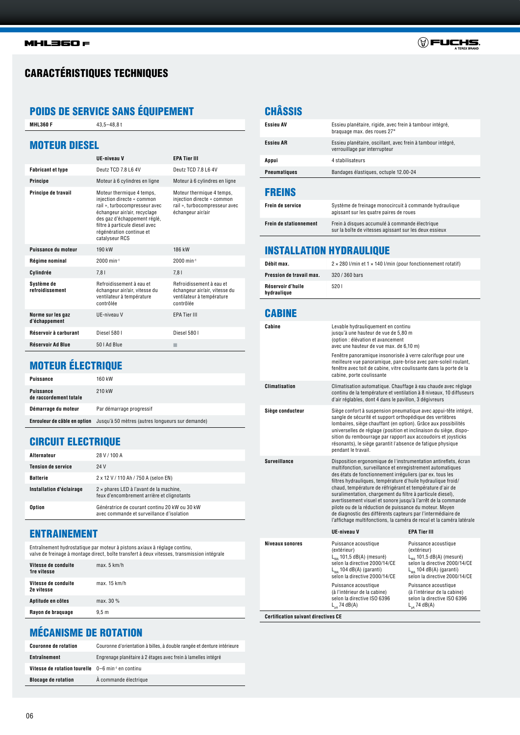# CARACTÉRISTIQUES TECHNIQUES

## POIDS DE SERVICE SANS ÉQUIPEMENT

| | |
|---|---|
| MHL360 F | 43,5–48,8 t |

## MOTEUR DIESEL

| | UE-niveau V | EPA Tier III |
|---|---|---|
| Fabricant et type | Deutz TCD 7.8 L6 4V | Deutz TCD 7.8 L6 4V |
| Principe | Moteur à 6 cylindres en ligne | Moteur à 6 cylindres en ligne |
| Principe de travail | Moteur thermique 4 temps, injection directe « common rail », turbocompresseur avec échangeur air/air, recyclage des gaz d'échappement réglé, filtre à particule diesel avec régénération continue et catalyseur RCS | Moteur thermique 4 temps, injection directe « common rail », turbocompresseur avec échangeur air/air |
| Puissance du moteur | 190 kW | 186 kW |
| Régime nominal | 2000 min⁻¹ | 2000 min⁻¹ |
| Cylindrée | 7,8 l | 7,8 l |
| Système de refroidissement | Refroidissement à eau et échangeur air/air, vitesse du ventilateur à température contrôlée | Refroidissement à eau et échangeur air/air, vitesse du ventilateur à température contrôlée |
| Norme sur les gaz d'échappement | UE-niveau V | EPA Tier III |
| Réservoir à carburant | Diesel 580 l | Diesel 580 l |
| Réservoir Ad Blue | 50 l Ad Blue | ■ |

## MOTEUR ÉLECTRIQUE

| | |
|---|---|
| Puissance | 160 kW |
| Puissance de raccordement totale | 210 kW |
| Démarrage du moteur | Par démarrage progressif |
| Enrouleur de câble en option | Jusqu'à 50 mètres (autres longueurs sur demande) |

## CIRCUIT ELECTRIQUE

| | |
|---|---|
| Alternateur | 28 V / 100 A |
| Tension de service | 24 V |
| Batterie | 2 x 12 V / 110 Ah / 750 A (selon EN) |
| Installation d'éclairage | 2 × phares LED à l'avant de la machine, feux d'encombrement arrière et clignotants |
| Option | Génératrice de courant continu 20 kW ou 30 kW avec commande et surveillance d'isolation |

## ENTRAINEMENT

Entraînement hydrostatique par moteur à pistons axiaux à réglage continu, valve de freinage à montage direct, boîte transfert à deux vitesses, transmission intégrale

| | |
|---|---|
| Vitesse de conduite 1re vitesse | max. 5 km/h |
| Vitesse de conduite 2e vitesse | max. 15 km/h |
| Aptitude en côtes | max. 30 % |
| Rayon de braquage | 9,5 m |

## MÉCANISME DE ROTATION

| | |
|---|---|
| Couronne de rotation | Couronne d'orientation à billes, à double rangée et denture intérieure |
| Entraînement | Engrenage planétaire à 2 étages avec frein à lamelles intégré |
| Vitesse de rotation tourelle | 0–6 min⁻¹ en continu |
| Blocage de rotation | À commande électrique |

## CHÂSSIS

| | |
|---|---|
| Essieu AV | Essieu planétaire, rigide, avec frein à tambour intégré, braquage max. des roues 27° |
| Essieu AR | Essieu planétaire, oscillant, avec frein à tambour intégré, verrouillage par interrupteur |
| Appui | 4 stabilisateurs |
| Pneumatiques | Bandages élastiques, octuple 12.00-24 |

## FREINS

| | |
|---|---|
| Frein de service | Système de freinage monocircuit à commande hydraulique agissant sur les quatre paires de roues |
| Frein de stationnement | Frein à disques accumulé à commande électrique sur la boîte de vitesses agissant sur les deux essieux |

## INSTALLATION HYDRAULIQUE

| | |
|---|---|
| Débit max. | 2 × 280 l/min et 1 × 140 l/min (pour fonctionnement rotatif) |
| Pression de travail max. | 320 / 360 bars |
| Réservoir d'huile hydraulique | 520 l |

## CABINE

| | | |
|---|---|---|
| Cabine | Levable hydrauliquement en continu jusqu'à une hauteur de vue de 5,80 m (option : élévation et avancement avec une hauteur de vue max. de 6,10 m)<br><br>Fenêtre panoramique insonorisée à verre calorifuge pour une meilleure vue panoramique, pare-brise avec pare-soleil roulant, fenêtre avec toit de cabine, vitre coulissante dans la porte de la cabine, porte coulissante | |
| Climatisation | Climatisation automatique. Chauffage à eau chaude avec réglage continu de la température et ventilation à 8 niveaux, 10 diffuseurs d'air réglables, dont 4 dans le pavillon, 3 dégivreurs | |
| Siège conducteur | Siège confort à suspension pneumatique avec appui-tête intégré, sangle de sécurité et support orthopédique des vertèbres lombaires, siège chauffant (en option). Grâce aux possibilités universelles de réglage (position et inclinaison du siège, disposition du rembourrage par rapport aux accoudoirs et joysticks résonants), le siège garantit l'absence de fatigue physique pendant le travail. | |
| Surveillance | Disposition ergonomique de l'instrumentation antireflets, écran multifonction, surveillance et enregistrement automatiques des états de fonctionnement irréguliers (par ex. tous les filtres hydrauliques, température d'huile hydraulique froid/chaud, température de réfrigérant et température d'air de suralimentation, chargement du filtre à particule diesel), avertissement visuel et sonore jusqu'à l'arrêt de la commande pilote ou de la réduction de puissance du moteur. Moyen de diagnostic des différents capteurs par l'intermédiaire de l'affichage multifonctions, la caméra de recul et la caméra latérale | |
| | UE-niveau V | EPA Tier III |
| Niveaux sonores | Puissance acoustique (extérieur) $L_{WA}$ 101,5 dB(A) (mesuré) selon la directive 2000/14/CE $L_{WA}$ 104 dB(A) (garanti) selon la directive 2000/14/CE<br><br>Puissance acoustique (à l'intérieur de la cabine) selon la directive ISO 6396 $L_{pA}$ 74 dB(A) | Puissance acoustique (extérieur) $L_{WA}$ 101,5 dB(A) (mesuré) selon la directive 2000/14/CE $L_{WA}$ 104 dB(A) (garanti) selon la directive 2000/14/CE<br><br>Puissance acoustique (à l'intérieur de la cabine) selon la directive ISO 6396 $L_{pA}$ 74 dB(A) |
| Certification suivant directives CE | | |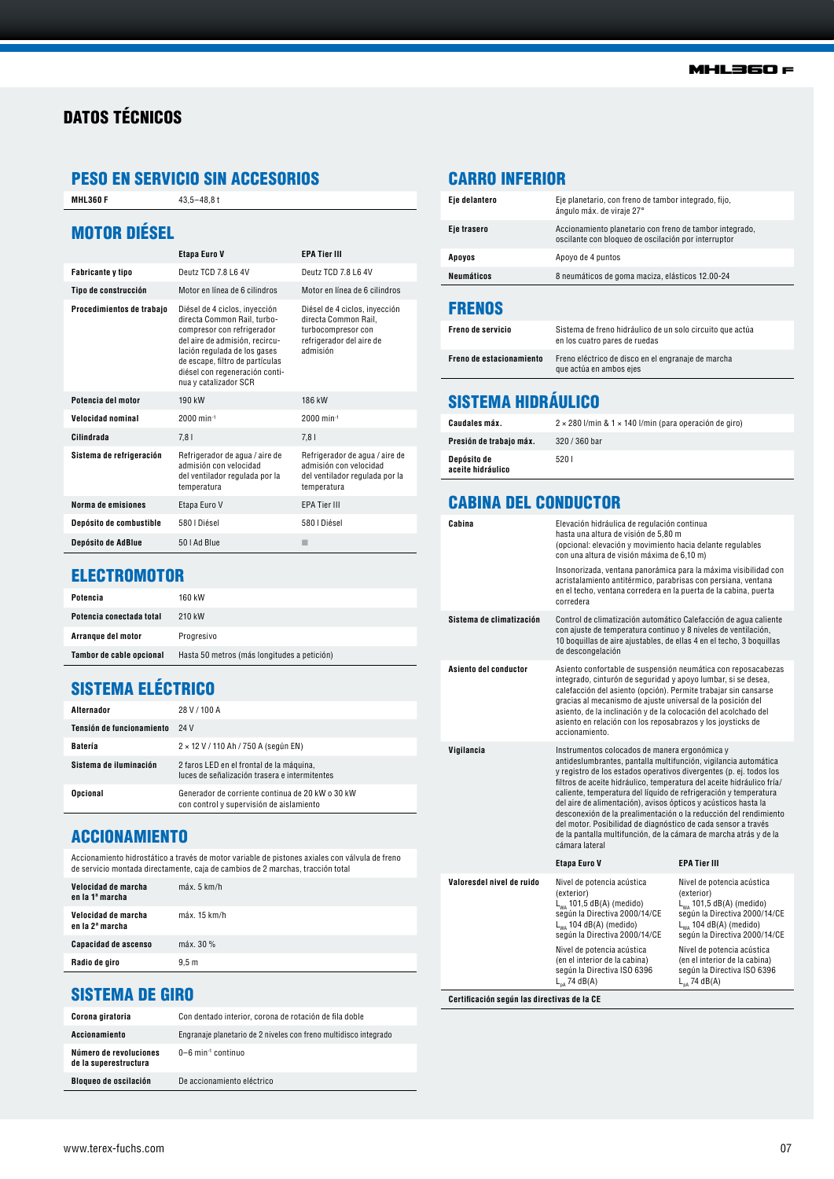# DATOS TÉCNICOS

## PESO EN SERVICIO SIN ACCESORIOS

| | |
|---|---|
| MHL360 F | 43,5–48,8 t |

## MOTOR DIÉSEL

| | Etapa Euro V | EPA Tier III |
|---|---|---|
| Fabricante y tipo | Deutz TCD 7.8 L6 4V | Deutz TCD 7.8 L6 4V |
| Tipo de construcción | Motor en línea de 6 cilindros | Motor en línea de 6 cilindros |
| Procedimientos de trabajo | Diésel de 4 ciclos, inyección directa Common Rail, turbocompresor con refrigerador del aire de admisión, recirculación regulada de los gases de escape, filtro de partículas diésel con regeneración continua y catalizador SCR | Diésel de 4 ciclos, inyección directa Common Rail, turbocompresor con refrigerador del aire de admisión |
| Potencia del motor | 190 kW | 186 kW |
| Velocidad nominal | 2000 $min^{-1}$ | 2000 $min^{-1}$ |
| Cilindrada | 7,8 l | 7,8 l |
| Sistema de refrigeración | Refrigerador de agua / aire de admisión con velocidad del ventilador regulada por la temperatura | Refrigerador de agua / aire de admisión con velocidad del ventilador regulada por la temperatura |
| Norma de emisiones | Etapa Euro V | EPA Tier III |
| Depósito de combustible | 580 l Diésel | 580 l Diésel |
| Depósito de AdBlue | 50 l Ad Blue | ■ |

## ELECTROMOTOR

| | |
|---|---|
| Potencia | 160 kW |
| Potencia conectada total | 210 kW |
| Arranque del motor | Progresivo |
| Tambor de cable opcional | Hasta 50 metros (más longitudes a petición) |

## SISTEMA ELÉCTRICO

| | |
|---|---|
| Alternador | 28 V / 100 A |
| Tensión de funcionamiento | 24 V |
| Batería | 2 × 12 V / 110 Ah / 750 A (según EN) |
| Sistema de iluminación | 2 faros LED en el frontal de la máquina, luces de señalización trasera e intermitentes |
| Opcional | Generador de corriente continua de 20 kW o 30 kW con control y supervisión de aislamiento |

## ACCIONAMIENTO

Accionamiento hidrostático a través de motor variable de pistones axiales con válvula de freno de servicio montada directamente, caja de cambios de 2 marchas, tracción total

| | |
|---|---|
| Velocidad de marcha en la 1ª marcha | máx. 5 km/h |
| Velocidad de marcha en la 2ª marcha | máx. 15 km/h |
| Capacidad de ascenso | máx. 30 % |
| Radio de giro | 9,5 m |

## SISTEMA DE GIRO

| | |
|---|---|
| Corona giratoria | Con dentado interior, corona de rotación de fila doble |
| Accionamiento | Engranaje planetario de 2 niveles con freno multidisco integrado |
| Número de revoluciones de la superestructura | 0–6 $min^{-1}$ continuo |
| Bloqueo de oscilación | De accionamiento eléctrico |

## CARRO INFERIOR

| | |
|---|---|
| Eje delantero | Eje planetario, con freno de tambor integrado, fijo, ángulo máx. de viraje 27° |
| Eje trasero | Accionamiento planetario con freno de tambor integrado, oscilante con bloqueo de oscilación por interruptor |
| Apoyos | Apoyo de 4 puntos |
| Neumáticos | 8 neumáticos de goma maciza, elásticos 12.00-24 |

## FRENOS

| | |
|---|---|
| Freno de servicio | Sistema de freno hidráulico de un solo circuito que actúa en los cuatro pares de ruedas |
| Freno de estacionamiento | Freno eléctrico de disco en el engranaje de marcha que actúa en ambos ejes |

## SISTEMA HIDRÁULICO

| | |
|---|---|
| Caudales máx. | 2 × 280 l/min & 1 × 140 l/min (para operación de giro) |
| Presión de trabajo máx. | 320 / 360 bar |
| Depósito de aceite hidráulico | 520 l |

## CABINA DEL CONDUCTOR

| | | |
|---|---|---|
| Cabina | Elevación hidráulica de regulación continua hasta una altura de visión de 5,80 m (opcional: elevación y movimiento hacia delante regulables con una altura de visión máxima de 6,10 m)<br>Insonorizada, ventana panorámica para la máxima visibilidad con acristalamiento antitérmico, parabrisas con persiana, ventana en el techo, ventana corredera en la puerta de la cabina, puerta corredera | |
| Sistema de climatización | Control de climatización automático Calefacción de agua caliente con ajuste de temperatura continuo y 8 niveles de ventilación, 10 boquillas de aire ajustables, de ellas 4 en el techo, 3 boquillas de descongelación | |
| Asiento del conductor | Asiento confortable de suspensión neumática con reposacabezas integrado, cinturón de seguridad y apoyo lumbar, si se desea, calefacción del asiento (opción). Permite trabajar sin cansarse gracias al mecanismo de ajuste universal de la posición del asiento, de la inclinación y de la colocación del acolchado del asiento en relación con los reposabrazos y los joysticks de accionamiento. | |
| Vigilancia | Instrumentos colocados de manera ergonómica y antideslumbrantes, pantalla multifunción, vigilancia automática y registro de los estados operativos divergentes (p. ej. todos los filtros de aceite hidráulico, temperatura del aceite hidráulico fría/caliente, temperatura del líquido de refrigeración y temperatura del aire de alimentación), avisos ópticos y acústicos hasta la desconexión de la prealimentación o la reducción del rendimiento del motor. Posibilidad de diagnóstico de cada sensor a través de la pantalla multifunción, de la cámara de marcha atrás y de la cámara lateral | |
| | **Etapa Euro V** | **EPA Tier III** |
| Valoresdel nivel de ruido | Nivel de potencia acústica (exterior)<br>$L_{WA}$ 101,5 dB(A) (medido) según la Directiva 2000/14/CE<br>$L_{WA}$ 104 dB(A) (medido) según la Directiva 2000/14/CE<br>Nivel de potencia acústica (en el interior de la cabina) según la Directiva ISO 6396<br>$L_{pA}$ 74 dB(A) | Nivel de potencia acústica (exterior)<br>$L_{WA}$ 101,5 dB(A) (medido) según la Directiva 2000/14/CE<br>$L_{WA}$ 104 dB(A) (medido) según la Directiva 2000/14/CE<br>Nivel de potencia acústica (en el interior de la cabina) según la Directiva ISO 6396<br>$L_{pA}$ 74 dB(A) |

**Certificación según las directivas de la CE**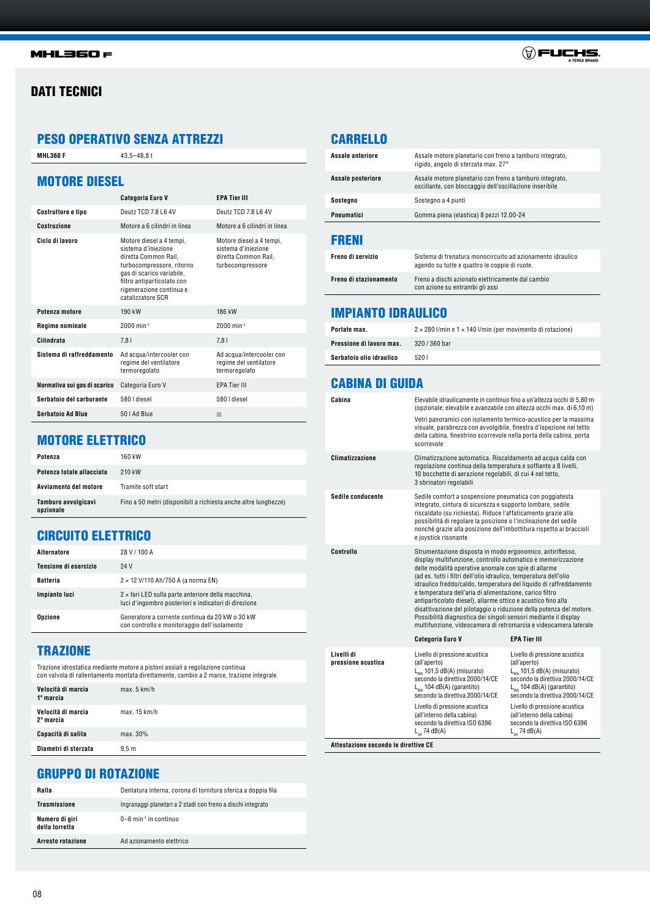# DATI TECNICI

## PESO OPERATIVO SENZA ATTREZZI

| | |
|---|---|
| **MHL360 F** | 43,5–48,8 t |

## MOTORE DIESEL

| | Categoria Euro V | EPA Tier III |
|---|---|---|
| **Costruttore e tipo** | Deutz TCD 7.8 L6 4V | Deutz TCD 7.8 L6 4V |
| **Costruzione** | Motore a 6 cilindri in linea | Motore a 6 cilindri in linea |
| **Ciclo di lavoro** | Motore diesel a 4 tempi, sistema d'iniezione diretta Common Rail, turbocompressore, ritorno gas di scarico variabile, filtro antiparticolato con rigenerazione continua e catalizzatore SCR | Motore diesel a 4 tempi, sistema d'iniezione diretta Common Rail, turbocompressore |
| **Potenza motore** | 190 kW | 186 kW |
| **Regime nominale** | 2000 min$^{-1}$ | 2000 min$^{-1}$ |
| **Cilindrata** | 7,8 l | 7,8 l |
| **Sistema di raffreddamento** | Ad acqua/intercooler con regime del ventilatore termoregolato | Ad acqua/intercooler con regime del ventilatore termoregolato |
| **Normativa sui gas di scarico** | Categoria Euro V | EPA Tier III |
| **Serbatoio del carburante** | 580 l diesel | 580 l diesel |
| **Serbatoio Ad Blue** | 50 l Ad Blue | ■ |

## MOTORE ELETTRICO

| | |
|---|---|
| **Potenza** | 160 kW |
| **Potenza totale allacciata** | 210 kW |
| **Avviamento del motore** | Tramite soft start |
| **Tamburo avvolgicavi opzionale** | Fino a 50 metri (disponibili a richiesta anche altre lunghezze) |

## CIRCUITO ELETTRICO

| | |
|---|---|
| **Alternatore** | 28 V / 100 A |
| **Tensione di esercizio** | 24 V |
| **Batteria** | 2 × 12 V/110 Ah/750 A (a norma EN) |
| **Impianto luci** | 2 × fari LED sulla parte anteriore della macchina, luci d'ingombro posteriori e indicatori di direzione |
| **Opzione** | Generatore a corrente continua da 20 kW o 30 kW con controllo e monitoraggio dell'isolamento |

## TRAZIONE

Trazione idrostatica mediante motore a pistoni assiali a regolazione continua con valvola di rallentamento montata direttamente, cambio a 2 marce, trazione integrale

| | |
|---|---|
| **Velocità di marcia 1° marcia** | max. 5 km/h |
| **Velocità di marcia 2° marcia** | max. 15 km/h |
| **Capacità di salita** | max. 30% |
| **Diametri di sterzata** | 9,5 m |

## GRUPPO DI ROTAZIONE

| | |
|---|---|
| **Ralla** | Dentatura interna, corona di tornitura sferica a doppia fila |
| **Trasmissione** | Ingranaggi planetari a 2 stadi con freno a dischi integrato |
| **Numero di giri della torretta** | 0–6 min$^{-1}$ in continuo |
| **Arresto rotazione** | Ad azionamento elettrico |

## CARRELLO

| | |
|---|---|
| **Assale anteriore** | Assale motore planetario con freno a tamburo integrato, rigido, angolo di sterzata max. 27° |
| **Assale posteriore** | Assale motore planetario con freno a tamburo integrato, oscillante, con bloccaggio dell'oscillazione inseribile |
| **Sostegno** | Sostegno a 4 punti |
| **Pneumatici** | Gomma piena (elastica) 8 pezzi 12.00-24 |

## FRENI

| | |
|---|---|
| **Freno di servizio** | Sistema di frenatura monocircuito ad azionamento idraulico agendo su tutte e quattro le coppie di ruote. |
| **Freno di stazionamento** | Freno a dischi azionato elettricamente dal cambio con azione su entrambi gli assi |

## IMPIANTO IDRAULICO

| | |
|---|---|
| **Portate max.** | 2 × 280 l/min e 1 × 140 l/min (per movimento di rotazione) |
| **Pressione di lavoro max.** | 320 / 360 bar |
| **Serbatoio olio idraulico** | 520 l |

## CABINA DI GUIDA

| | | |
|---|---|---|
| **Cabina** | Elevabile idraulicamente in continuo fino a un'altezza occhi di 5,80 m (opzionale: elevabile e avanzabile con altezza occhi max. di 6,10 m)<br>Vetri panoramici con isolamento termico-acustico per la massima visuale, parabrezza con avvolgibile, finestra d'ispezione nel tetto della cabina, finestrino scorrevole nella porta della cabina, porta scorrevole | |
| **Climatizzazione** | Climatizzazione automatica. Riscaldamento ad acqua calda con regolazione continua della temperatura e soffiante a 8 livelli, 10 bocchette di aerazione regolabili, di cui 4 nel tetto, 3 sbrinatori regolabili | |
| **Sedile conducente** | Sedile comfort a sospensione pneumatica con poggiatesta integrato, cintura di sicurezza e supporto lombare, sedile riscaldato (su richiesta). Riduce l'affaticamento grazie alla possibilità di regolare la posizione o l'inclinazione del sedile nonché grazie alla posizione dell'imbottitura rispetto ai braccioli e joystick risonante | |
| **Controllo** | Strumentazione disposta in modo ergonomico, antiriflesso, display multifunzione, controllo automatico e memorizzazione delle modalità operative anomale con spie di allarme (ad es. tutti i filtri dell'olio idraulico, temperatura dell'olio idraulico freddo/caldo, temperatura del liquido di raffreddamento e temperatura dell'aria di alimentazione, carico filtro antiparticolato diesel), allarme ottico e acustico fino alla disattivazione del pilotaggio o riduzione della potenza del motore. Possibilità diagnostica dei singoli sensori mediante il display multifunzione, videocamera di retromarcia e videocamera laterale | |
| | **Categoria Euro V** | **EPA Tier III** |
| **Livelli di pressione acustica** | Livello di pressione acustica (all'aperto)<br>$L_{WA}$ 101,5 dB(A) (misurato) secondo la direttiva 2000/14/CE<br>$L_{WA}$ 104 dB(A) (garantito) secondo la direttiva 2000/14/CE<br>Livello di pressione acustica (all'interno della cabina) secondo la direttiva ISO 6396<br>$L_{pA}$ 74 dB(A) | Livello di pressione acustica (all'aperto)<br>$L_{WA}$ 101,5 dB(A) (misurato) secondo la direttiva 2000/14/CE<br>$L_{WA}$ 104 dB(A) (garantito) secondo la direttiva 2000/14/CE<br>Livello di pressione acustica (all'interno della cabina) secondo la direttiva ISO 6396<br>$L_{pA}$ 74 dB(A) |

**Attestazione secondo le direttive CE**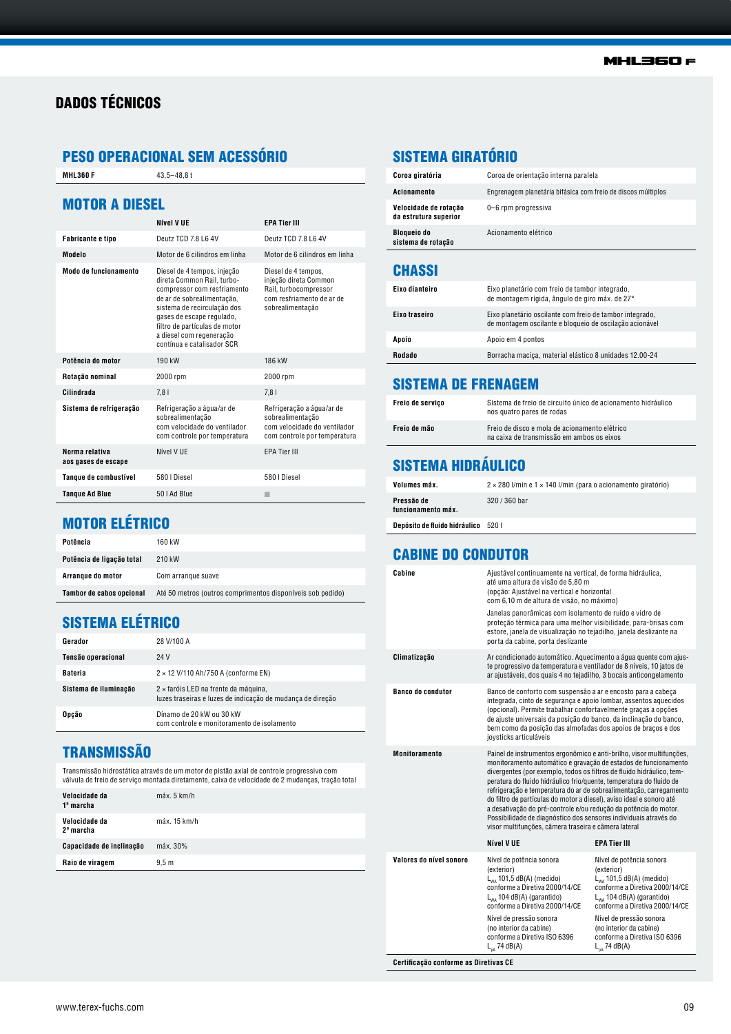# DADOS TÉCNICOS

## PESO OPERACIONAL SEM ACESSÓRIO

| | |
|---|---|
| **MHL360 F** | 43,5–48,8 t |

## MOTOR A DIESEL

| | Nível V UE | EPA Tier III |
|---|---|---|
| **Fabricante e tipo** | Deutz TCD 7.8 L6 4V | Deutz TCD 7.8 L6 4V |
| **Modelo** | Motor de 6 cilindros em linha | Motor de 6 cilindros em linha |
| **Modo de funcionamento** | Diesel de 4 tempos, injeção direta Common Rail, turbocompressor com resfriamento de ar de sobrealimentação, sistema de recirculação dos gases de escape regulado, filtro de partículas de motor a diesel com regeneração contínua e catalisador SCR | Diesel de 4 tempos, injeção direta Common Rail, turbocompressor com resfriamento de ar de sobrealimentação |
| **Potência do motor** | 190 kW | 186 kW |
| **Rotação nominal** | 2000 rpm | 2000 rpm |
| **Cilindrada** | 7,8 l | 7,8 l |
| **Sistema de refrigeração** | Refrigeração a água/ar de sobrealimentação com velocidade do ventilador com controle por temperatura | Refrigeração a água/ar de sobrealimentação com velocidade do ventilador com controle por temperatura |
| **Norma relativa aos gases de escape** | Nível V UE | EPA Tier III |
| **Tanque de combustível** | 580 l Diesel | 580 l Diesel |
| **Tanque Ad Blue** | 50 l Ad Blue | ■ |

## MOTOR ELÉTRICO

| | |
|---|---|
| **Potência** | 160 kW |
| **Potência de ligação total** | 210 kW |
| **Arranque do motor** | Com arranque suave |
| **Tambor de cabos opcional** | Até 50 metros (outros comprimentos disponíveis sob pedido) |

## SISTEMA ELÉTRICO

| | |
|---|---|
| **Gerador** | 28 V/100 A |
| **Tensão operacional** | 24 V |
| **Bateria** | 2 × 12 V/110 Ah/750 A (conforme EN) |
| **Sistema de iluminação** | 2 × faróis LED na frente da máquina, luzes traseiras e luzes de indicação de mudança de direção |
| **Opção** | Dínamo de 20 kW ou 30 kW com controle e monitoramento de isolamento |

## TRANSMISSÃO

Transmissão hidrostática através de um motor de pistão axial de controle progressivo com válvula de freio de serviço montada diretamente, caixa de velocidade de 2 mudanças, tração total

| | |
|---|---|
| **Velocidade da 1ª marcha** | máx. 5 km/h |
| **Velocidade da 2ª marcha** | máx. 15 km/h |
| **Capacidade de inclinação** | máx. 30% |
| **Raio de viragem** | 9,5 m |

## SISTEMA GIRATÓRIO

| | |
|---|---|
| **Coroa giratória** | Coroa de orientação interna paralela |
| **Acionamento** | Engrenagem planetária bifásica com freio de discos múltiplos |
| **Velocidade de rotação da estrutura superior** | 0–6 rpm progressiva |
| **Bloqueio do sistema de rotação** | Acionamento elétrico |

## CHASSI

| | |
|---|---|
| **Eixo dianteiro** | Eixo planetário com freio de tambor integrado, de montagem rígida, ângulo de giro máx. de 27° |
| **Eixo traseiro** | Eixo planetário oscilante com freio de tambor integrado, de montagem oscilante e bloqueio de oscilação acionável |
| **Apoio** | Apoio em 4 pontos |
| **Rodado** | Borracha maciça, material elástico 8 unidades 12.00-24 |

## SISTEMA DE FRENAGEM

| | |
|---|---|
| **Freio de serviço** | Sistema de freio de circuito único de acionamento hidráulico nos quatro pares de rodas |
| **Freio de mão** | Freio de disco e mola de acionamento elétrico na caixa de transmissão em ambos os eixos |

## SISTEMA HIDRÁULICO

| | |
|---|---|
| **Volumes máx.** | 2 × 280 l/min e 1 × 140 l/min (para o acionamento giratório) |
| **Pressão de funcionamento máx.** | 320 / 360 bar |
| **Depósito de fluido hidráulico** | 520 l |

## CABINE DO CONDUTOR

| | | |
|---|---|---|
| **Cabine** | Ajustável continuamente na vertical, de forma hidráulica, até uma altura de visão de 5,80 m (opção: Ajustável na vertical e horizontal com 6,10 m de altura de visão, no máximo) Janelas panorâmicas com isolamento de ruído e vidro de proteção térmica para uma melhor visibilidade, para-brisas com estore, janela de visualização no tejadilho, janela deslizante na porta da cabine, porta deslizante | |
| **Climatização** | Ar condicionado automático. Aquecimento a água quente com ajuste progressivo da temperatura e ventilador de 8 níveis, 10 jatos de ar ajustáveis, dos quais 4 no tejadilho, 3 bocais anticongelamento | |
| **Banco do condutor** | Banco de conforto com suspensão a ar e encosto para a cabeça integrada, cinto de segurança e apoio lombar, assentos aquecidos (opcional). Permite trabalhar confortavelmente graças a opções de ajuste universais da posição do banco, da inclinação do banco, bem como da posição das almofadas dos apoios de braços e dos joysticks articuláveis | |
| **Monitoramento** | Painel de instrumentos ergonômico e anti-brilho, visor multifunções, monitoramento automático e gravação de estados de funcionamento divergentes (por exemplo, todos os filtros de fluido hidráulico, temperatura do fluido hidráulico frio/quente, temperatura do fluido de refrigeração e temperatura do ar de sobrealimentação, carregamento do filtro de partículas do motor a diesel), aviso ideal e sonoro até a desativação do pré-controle e/ou redução da potência do motor. Possibilidade de diagnóstico dos sensores individuais através do visor multifunções, câmera traseira e câmera lateral | |
| | **Nível V UE** | **EPA Tier III** |
| **Valores do nível sonoro** | Nível de potência sonora (exterior) $L_{WA}$ 101,5 dB(A) (medido) conforme a Diretiva 2000/14/CE $L_{WA}$ 104 dB(A) (garantido) conforme a Diretiva 2000/14/CE Nível de pressão sonora (no interior da cabine) conforme a Diretiva ISO 6396 $L_{pA}$ 74 dB(A) | Nível de potência sonora (exterior) $L_{WA}$ 101,5 dB(A) (medido) conforme a Diretiva 2000/14/CE $L_{WA}$ 104 dB(A) (garantido) conforme a Diretiva 2000/14/CE Nível de pressão sonora (no interior da cabine) conforme a Diretiva ISO 6396 $L_{pA}$ 74 dB(A) |

**Certificação conforme as Diretivas CE**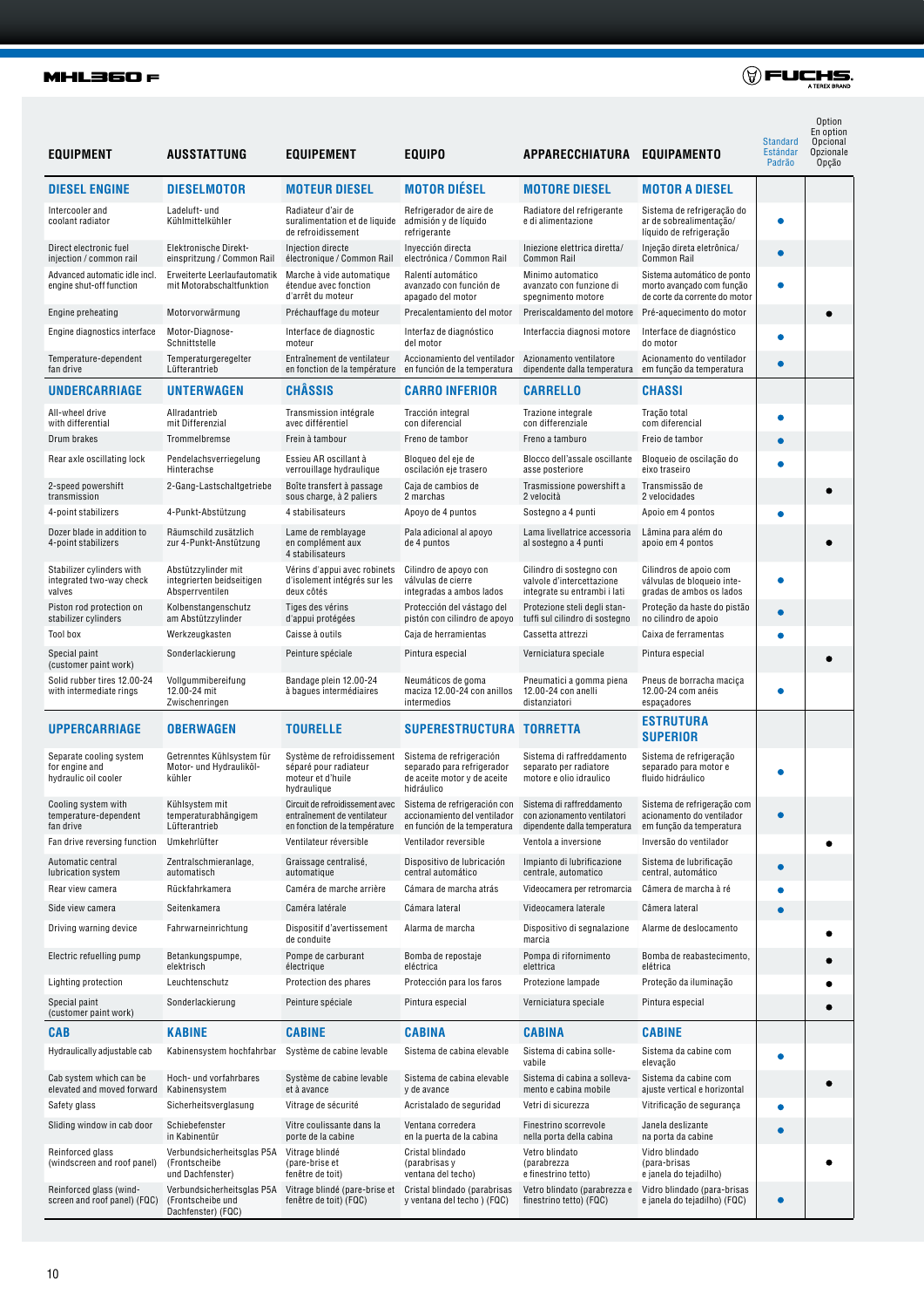| EQUIPMENT | AUSSTATTUNG | EQUIPEMENT | EQUIPO | APPARECCHIATURA | EQUIPAMENTO | Standard Estándar Padrão | Option En option Opcional Opzionale Opção |
|---|---|---|---|---|---|---|---|
| **DIESEL ENGINE** | **DIESELMOTOR** | **MOTEUR DIESEL** | **MOTOR DIÉSEL** | **MOTORE DIESEL** | **MOTOR A DIESEL** | | |
| Intercooler and coolant radiator | Ladeluft- und Kühlmittelkühler | Radiateur d'air de suralimentation et de liquide de refroidissement | Refrigerador de aire de admisión y de líquido refrigerante | Radiatore del refrigerante e di alimentazione | Sistema de refrigeração do ar de sobrealimentação/ líquido de refrigeração | • | |
| Direct electronic fuel injection / common rail | Elektronische Direkt-einspritzung / Common Rail | Injection directe électronique / Common Rail | Inyección directa electrónica / Common Rail | Iniezione elettrica diretta/ Common Rail | Injeção direta eletrônica/ Common Rail | • | |
| Advanced automatic idle incl. engine shut-off function | Erweiterte Leerlaufautomatik mit Motorabschaltfunktion | Marche à vide automatique étendue avec fonction d'arrêt du moteur | Ralentí automático avanzado con función de apagado del motor | Minimo automatico avanzato con funzione di spegnimento motore | Sistema automático de ponto morto avançado com função de corte da corrente do motor | • | |
| Engine preheating | Motorvorwärmung | Préchauffage du moteur | Precalentamiento del motor | Preriscaldamento del motore | Pré-aquecimento do motor | | • |
| Engine diagnostics interface | Motor-Diagnose-Schnittstelle | Interface de diagnostic moteur | Interfaz de diagnóstico del motor | Interfaccia diagnosi motore | Interface de diagnóstico do motor | • | |
| Temperature-dependent fan drive | Temperaturgeregelter Lüfterantrieb | Entraînement de ventilateur en fonction de la température | Accionamiento del ventilador en función de la temperatura | Azionamento ventilatore dipendente dalla temperatura | Acionamento do ventilador em função da temperatura | • | |
| **UNDERCARRIAGE** | **UNTERWAGEN** | **CHÂSSIS** | **CARRO INFERIOR** | **CARRELLO** | **CHASSI** | | |
| All-wheel drive with differential | Allradantrieb mit Differenzial | Transmission intégrale avec différentiel | Tracción integral con diferencial | Trazione integrale con differenziale | Tração total com diferencial | • | |
| Drum brakes | Trommelbremse | Frein à tambour | Freno de tambor | Freno a tamburo | Freio de tambor | • | |
| Rear axle oscillating lock | Pendelachsverriegelung Hinterachse | Essieu AR oscillant à verrouillage hydraulique | Bloqueo del eje de oscilación eje trasero | Blocco dell'assale oscillante asse posteriore | Bloqueio de oscilação do eixo traseiro | • | |
| 2-speed powershift transmission | 2-Gang-Lastschaltgetriebe | Boîte transfert à passage sous charge, à 2 paliers | Caja de cambios de 2 marchas | Trasmissione powershift a 2 velocità | Transmissão de 2 velocidades | | • |
| 4-point stabilizers | 4-Punkt-Abstützung | 4 stabilisateurs | Apoyo de 4 puntos | Sostegno a 4 punti | Apoio em 4 pontos | • | |
| Dozer blade in addition to 4-point stabilizers | Räumschild zusätzlich zur 4-Punkt-Anstützung | Lame de remblayage en complément aux 4 stabilisateurs | Pala adicional al apoyo de 4 puntos | Lama livellatrice accessoria al sostegno a 4 punti | Lâmina para além do apoio em 4 pontos | | • |
| Stabilizer cylinders with integrated two-way check valves | Abstützzylinder mit integrierten beidseitigen Absperrventilen | Vérins d'appui avec robinets d'isolement intégrés sur les deux côtés | Cilindro de apoyo con válvulas de cierre integradas a ambos lados | Cilindro di sostegno con valvole d'intercettazione integrate su entrambi i lati | Cilindros de apoio com válvulas de bloqueio inte-gradas de ambos os lados | • | |
| Piston rod protection on stabilizer cylinders | Kolbenstangenschutz am Abstützzylinder | Tiges des vérins d'appui protégées | Protección del vástago del pistón con cilindro de apoyo | Protezione steli degli stan-tuffi sul cilindro di sostegno | Proteção da haste do pistão no cilindro de apoio | • | |
| Tool box | Werkzeugkasten | Caisse à outils | Caja de herramientas | Cassetta attrezzi | Caixa de ferramentas | • | |
| Special paint (customer paint work) | Sonderlackierung | Peinture spéciale | Pintura especial | Verniciatura speciale | Pintura especial | | • |
| Solid rubber tires 12.00-24 with intermediate rings | Vollgummibereifung 12.00-24 mit Zwischenringen | Bandage plein 12.00-24 à bagues intermédiaires | Neumáticos de goma maciza 12.00-24 con anillos intermedios | Pneumatici a gomma piena 12.00-24 con anelli distanziatori | Pneus de borracha maciça 12.00-24 com anéis espaçadores | • | |
| **UPPERCARRIAGE** | **OBERWAGEN** | **TOURELLE** | **SUPERESTRUCTURA** | **TORRETTA** | **ESTRUTURA SUPERIOR** | | |
| Separate cooling system for engine and hydraulic oil cooler | Getrenntes Kühlsystem für Motor- und Hydrauliköl-kühler | Système de refroidissement séparé pour radiateur moteur et d'huile hydraulique | Sistema de refrigeración separado para refrigerador de aceite motor y de aceite hidráulico | Sistema di raffreddamento separato per radiatore motore e olio idraulico | Sistema de refrigeração separado para motor e fluido hidráulico | • | |
| Cooling system with temperature-dependent fan drive | Kühlsystem mit temperaturabhängigem Lüfterantrieb | Circuit de refroidissement avec entraînement de ventilateur en fonction de la température | Sistema de refrigeración con accionamiento del ventilador en función de la temperatura | Sistema di raffreddamento con azionamento ventilatori dipendente dalla temperatura | Sistema de refrigeração com acionamento do ventilador em função da temperatura | • | |
| Fan drive reversing function | Umkehrlüfter | Ventilateur réversible | Ventilador reversible | Ventola a inversione | Inversão do ventilador | | • |
| Automatic central lubrication system | Zentralschmieranlage, automatisch | Graissage centralisé, automatique | Dispositivo de lubricación central automático | Impianto di lubrificazione centrale, automatico | Sistema de lubrificação central, automático | • | |
| Rear view camera | Rückfahrkamera | Caméra de marche arrière | Cámara de marcha atrás | Videocamera per retromarcia | Câmera de marcha à ré | • | |
| Side view camera | Seitenkamera | Caméra latérale | Cámara lateral | Videocamera laterale | Câmera lateral | • | |
| Driving warning device | Fahrwarneinrichtung | Dispositif d'avertissement de conduite | Alarma de marcha | Dispositivo di segnalazione marcia | Alarme de deslocamento | | • |
| Electric refuelling pump | Betankungspumpe, elektrisch | Pompe de carburant électrique | Bomba de repostaje eléctrica | Pompa di rifornimento elettrica | Bomba de reabastecimento, elétrica | | • |
| Lighting protection | Leuchtenschutz | Protection des phares | Protección para los faros | Protezione lampade | Proteção da iluminação | | • |
| Special paint (customer paint work) | Sonderlackierung | Peinture spéciale | Pintura especial | Verniciatura speciale | Pintura especial | | • |
| **CAB** | **KABINE** | **CABINE** | **CABINA** | **CABINA** | **CABINE** | | |
| Hydraulically adjustable cab | Kabinensystem hochfahrbar | Système de cabine levable | Sistema de cabina elevable | Sistema di cabina solle-vabile | Sistema da cabine com elevação | • | |
| Cab system which can be elevated and moved forward | Hoch- und vorfahrbares Kabinensystem | Système de cabine levable et à avance | Sistema de cabina elevable y de avance | Sistema di cabina a solleva-mento e cabina mobile | Sistema da cabine com ajuste vertical e horizontal | | • |
| Safety glass | Sicherheitsverglasung | Vitrage de sécurité | Acristalado de seguridad | Vetri di sicurezza | Vitrificação de segurança | • | |
| Sliding window in cab door | Schiebefenster in Kabinentür | Vitre coulissante dans la porte de la cabine | Ventana corredera en la puerta de la cabina | Finestrino scorrevole nella porta della cabina | Janela deslizante na porta da cabine | • | |
| Reinforced glass (windscreen and roof panel) | Verbundsicherheitsglas P5A (Frontscheibe und Dachfenster) | Vitrage blindé (pare-brise et fenêtre de toit) | Cristal blindado (parabrisas y ventana del techo) | Vetro blindato (parabrezza e finestrino tetto) | Vidro blindado (para-brisas e janela do tejadilho) | | • |
| Reinforced glass (wind-screen and roof panel) (FQC) | Verbundsicherheitsglas P5A (Frontscheibe und Dachfenster) (FQC) | Vitrage blindé (pare-brise et fenêtre de toit) (FQC) | Cristal blindado (parabrisas y ventana del techo ) (FQC) | Vetro blindato (parabrezza e finestrino tetto) (FQC) | Vidro blindado (para-brisas e janela do tejadilho) (FQC) | • | |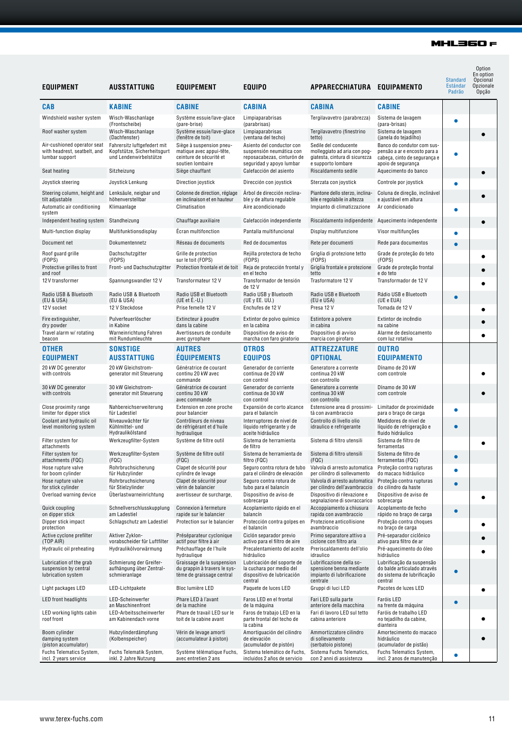MHL360 F

| EQUIPMENT | AUSSTATTUNG | EQUIPEMENT | EQUIPO | APPARECCHIATURA | EQUIPAMENTO | Standard Estándar Padrão | Option En option Opcional Opzionale Opção |
|---|---|---|---|---|---|---|---|
| **CAB** | **KABINE** | **CABINE** | **CABINA** | **CABINA** | **CABINE** | | |
| Windshield washer system | Wisch-Waschanlage (Frontscheibe) | Système essuie/lave-glace (pare-brise) | Limpiaparabrisas (parabrisas) | Tergilavavetro (parabrezza) | Sistema de lavagem (para-brisas) | ● | |
| Roof washer system | Wisch-Waschanlage (Dachfenster) | Système essuie/lave-glace (fenêtre de toit) | Limpiaparabrisas (ventana del techo) | Tergilavavetro (finestrino tetto) | Sistema de lavagem (janela do tejadilho) | | ● |
| Air-cushioned operator seat with headrest, seatbelt, and lumbar support | Fahrersitz luftgefedert mit Kopfstütze, Sicherheitsgurt und Lendenwirbelstütze | Siège à suspension pneumatique avec appui-tête, ceinture de sécurité et soutien lombaire | Asiento del conductor con suspensión neumática con reposacabezas, cinturón de seguridad y apoyo lumbar | Sedile del conducente molleggiato ad aria con poggiatesta, cintura di sicurezza e supporto lombare | Banco do condutor com suspensão a ar e encosto para a cabeça, cinto de segurança e apoio de segurança | ● | |
| Seat heating | Sitzheizung | Siège chauffant | Calefacción del asiento | Riscaldamento sedile | Aquecimento do banco | | ● |
| Joystick steering | Joystick Lenkung | Direction joystick | Dirección con joystick | Sterzata con joystick | Controle por joystick | ● | |
| Steering column, height and tilt adjustable | Lenksäule, neigbar und höhenverstellbar | Colonne de direction, réglage en inclinaison et en hauteur | Árbol de dirección reclinable y de altura regulable | Piantone dello sterzo, inclinabile e regolabile in altezza | Coluna de direção, inclinável e ajustável em altura | | ● |
| Automatic air conditioning system | Klimaanlage | Climatisation | Aire acondicionado | Impianto di climatizzazione | Ar condicionado | ● | |
| Independent heating system | Standheizung | Chauffage auxiliaire | Calefacción independiente | Riscaldamento indipendente | Aquecimento independente | | ● |
| Multi-function display | Multifunktionsdisplay | Écran multifonction | Pantalla multifuncional | Display multifunzione | Visor multifunções | ● | |
| Document net | Dokumentennetz | Réseau de documents | Red de documentos | Rete per documenti | Rede para documentos | ● | |
| Roof guard grille (FOPS) | Dachschutzgitter (FOPS) | Grille de protection sur le toit (FOPS) | Rejilla protectora de techo (FOPS) | Griglia di protezione tetto (FOPS) | Grade de proteção do teto (FOPS) | | ● |
| Protective grilles to front and roof | Front- und Dachschutzgitter | Protection frontale et de toit | Reja de protección frontal y en el techo | Griglia frontale e protezione tetto | Grade de proteção frontal e do teto | | ● |
| 12 V transformer | Spannungswandler 12 V | Transformateur 12 V | Transformador de tensión de 12 V | Trasformatore 12 V | Transformador de 12 V | | ● |
| Radio USB & Bluetooth (EU & USA) | Radio USB & Bluetooth (EU & USA) | Radio USB et Bluetooth (UE et É.-U.) | Radio USB y Bluetooth (UE y EE. UU.) | Radio USB e Bluetooth (EU e USA) | Rádio USB e Bluetooth (UE e EUA) | ● | |
| 12 V socket | 12 V Steckdose | Prise femelle 12 V | Enchufes de 12 V | Presa 12 V | Tomada de 12 V | | ● |
| Fire extinguisher, dry powder | Pulverfeuerlöscher in Kabine | Extincteur à poudre dans la cabine | Extintor de polvo químico en la cabina | Estintore a polvere in cabina | Extintor de incêndio na cabine | | ● |
| Travel alarm w/ rotating beacon | Warneinrichtung Fahren mit Rundumleuchte | Avertisseurs de conduite avec gyrophare | Dispositivo de aviso de marcha con faro giratorio | Dispositivo di avviso marcia con girofaro | Alarme de deslocamento com luz rotativa | | ● |
| **OTHER EQUIPMENT** | **SONSTIGE AUSSTATTUNG** | **AUTRES ÉQUIPEMENTS** | **OTROS EQUIPOS** | **ATTREZZATURE OPTIONAL** | **OUTRO EQUIPAMENTO** | | |
| 20 kW DC generator with controls | 20 kW Gleichstrom-generator mit Steuerung | Génératrice de courant continu 20 kW avec commande | Generador de corriente continua de 20 kW con control | Generatore a corrente continua 20 kW con controllo | Dínamo de 20 kW com controle | | ● |
| 30 kW DC generator with controls | 30 kW Gleichstrom-generator mit Steuerung | Génératrice de courant continu 30 kW avec commande | Generador de corriente continua de 30 kW con control | Generatore a corrente continua 30 kW con controllo | Dínamo de 30 kW com controle | | ● |
| Close proximity range limiter for dipper stick | Nahbereichserweiterung für Ladestiel | Extension en zone proche pour balancier | Expansión de corto alcance para el balancín | Estensione area di prossimità con avambraccio | Limitador de proximidade para o braço de carga | ● | |
| Coolant and hydraulic oil level monitoring system | Niveauwächter für Kühlmittel- und Hydraulikölstand | Contrôleurs de niveau de réfrigérant et d'huile hydraulique | Interruptores de nivel de líquido refrigerante y de aceite hidráulico | Controllo di livello olio idraulico e refrigerante | Medidores de nível de líquido de refrigeração e fluido hidráulico | ● | |
| Filter system for attachments | Werkzeugfilter-System | Système de filtre outil | Sistema de herramienta de filtro | Sistema di filtro utensili | Sistema de filtro de ferramentas | | ● |
| Filter system for attachments (FQC) | Werkzeugfilter-System (FQC) | Système de filtre outil (FQC) | Sistema de herramienta de filtro (FQC) | Sistema di filtro utensili (FQC) | Sistema de filtro de ferramentas (FQC) | ● | |
| Hose rupture valve for boom cylinder | Rohrbruchsicherung für Hubzylinder | Clapet de sécurité pour cylindre de levage | Seguro contra rotura de tubo para el cilindro de elevación | Valvola di arresto automatica per cilindro di sollevamento | Proteção contra rupturas do macaco hidráulico | ● | |
| Hose rupture valve for stick cylinder | Rohrbruchsicherung für Stielzylinder | Clapet de sécurité pour vérin de balancier | Seguro contra rotura de tubo para el balancín | Valvola di arresto automatica per cilindro dell'avambraccio | Proteção contra rupturas do cilindro da haste | ● | |
| Overload warning device | Überlastwarneinrichtung | avertisseur de surcharge, | Dispositivo de aviso de sobrecarga | Dispositivo di rilevazione e segnalazione di sovraccarico | Dispositivo de aviso de sobrecarga | | ● |
| Quick coupling on dipper stick | Schnellverschlusskupplung am Ladestiel | Connexion à fermeture rapide sur le balancier | Acoplamiento rápido en el balancín | Accoppiamento a chiusura rapida con avambraccio | Acoplamento de fecho rápido no braço de carga | ● | |
| Dipper stick impact protection | Schlagschutz am Ladestiel | Protection sur le balancier | Protección contra golpes en el balancín | Protezione anticollisione avambraccio | Proteção contra choques no braço de carga | | ● |
| Active cyclone prefilter (TOP AIR) | Aktiver Zyklon-vorabscheider für Luftfilter | Préséparateur cyclonique actif pour filtre à air | Ciclón separador previo activo para el filtro de aire | Primo separatore attivo a ciclone con filtro aria | Pré-separador ciclônico ativo para filtro de ar | | ● |
| Hydraulic oil preheating | Hydraulikölvorwärmung | Préchauffage de l'huile hydraulique | Precalentamiento del aceite hidráulico | Preriscaldamento dell'olio idraulico | Pré-aquecimento do óleo hidráulico | | ● |
| Lubrication of the grab suspension by central lubrication system | Schmierung der Greifer-aufhängung über Zentral-schmieranlage | Graissage de la suspension du grappin à travers le système de graissage central | Lubricación del soporte de la cuchara por medio del dispositivo de lubricación central | Lubrificazione della sospensione benna mediante impianto di lubrificazione centrale | Lubrificação da suspensão do balde articulado através do sistema de lubrificação central | ● | |
| Light packages LED | LED-Lichtpakete | Bloc lumière LED | Paquete de luces LED | Gruppi di luci LED | Pacotes de luzes LED | | ● |
| LED front headlights | LED-Scheinwerfer an Maschinenfront | Phare LED à l'avant de la machine | Faros LED en el frontal de la máquina | Fari LED sulla parte anteriore della macchina | Faróis LED na frente da máquina | ● | |
| LED working lights cabin roof front | LED-Arbeitsscheinwerfer am Kabinendach vorne | Phare de travail LED sur le toit de la cabine avant | Faros de trabajo LED en la parte frontal del techo de la cabina | Fari di lavoro LED sul tetto cabina anteriore | Faróis de trabalho LED no tejadilho da cabine, dianteira | | ● |
| Boom cylinder damping system (piston accumulator) | Hubzylinderdämpfung (Kolbenspeicher) | Vérin de levage amorti (accumulateur à piston) | Amortiguación del cilindro de elevación (acumulador de pistón) | Ammortizzatore cilindro di sollevamento (serbatoio pistone) | Amortecimento do macaco hidráulico (acumulador de pistão) | | ● |
| Fuchs Telematics System, incl. 2 years service | Fuchs Telematik System, inkl. 2 Jahre Nutzung | Système télématique Fuchs, avec entretien 2 ans | Sistema telemático de Fuchs, incluidos 2 años de servicio | Sistema Fuchs Telematics, con 2 anni di assistenza | Fuchs Telematics System, incl. 2 anos de manutenção | ● | |

www.terex-fuchs.com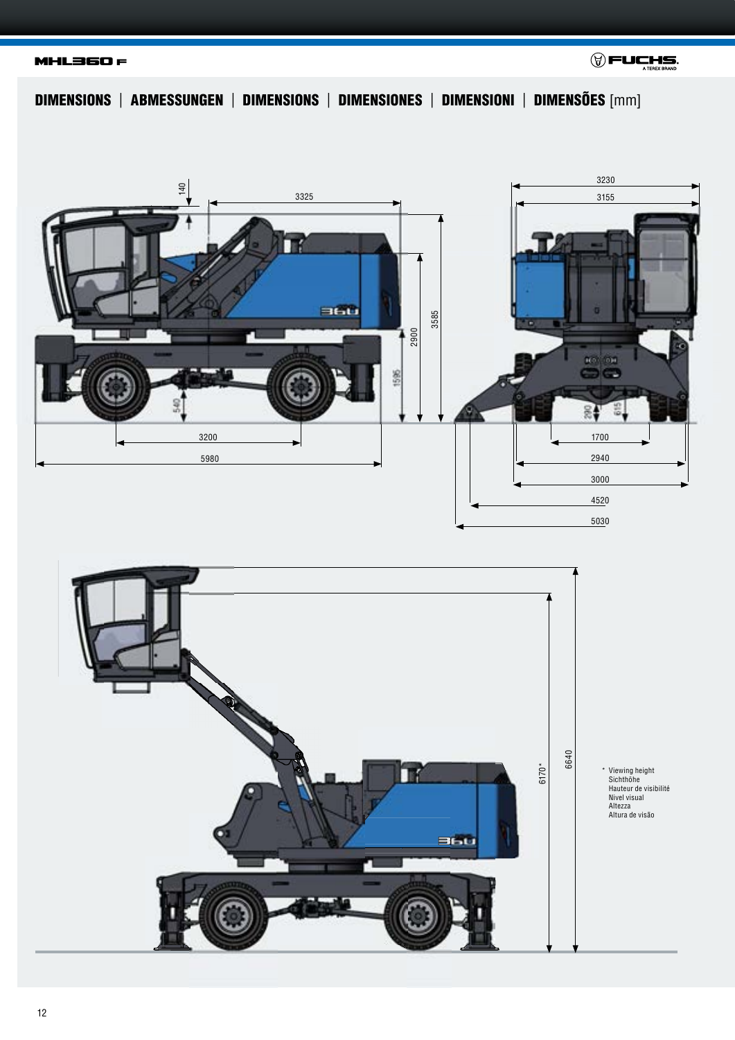## DIMENSIONS | ABMESSUNGEN | DIMENSIONS | DIMENSIONES | DIMENSIONI | DIMENSÕES [mm]

140

3325

3585

2900

1595

540

3200

5980

3230

3155

290

615

1700

2940

3000

4520

5030

6170*

6640

\* Viewing height
Sichthöhe
Hauteur de visibilité
Nivel visual
Altezza
Altura de visão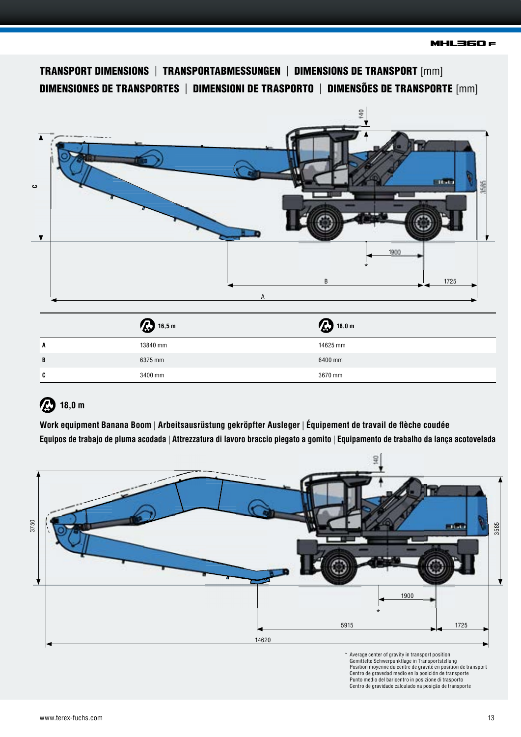## TRANSPORT DIMENSIONS | TRANSPORTABMESSUNGEN | DIMENSIONS DE TRANSPORT [mm]
## DIMENSIONES DE TRANSPORTES | DIMENSIONI DE TRASPORTO | DIMENSÕES DE TRANSPORTE [mm]

140
C
3585
1900
*
B
1725
A

| | 16,5 m | 18,0 m |
|---|---|---|
| **A** | 13840 mm | 14625 mm |
| **B** | 6375 mm | 6400 mm |
| **C** | 3400 mm | 3670 mm |

### 18,0 m

**Work equipment Banana Boom | Arbeitsausrüstung gekröpfter Ausleger | Équipement de travail de flèche coudée**
**Equipos de trabajo de pluma acodada | Attrezzatura di lavoro braccio piegato a gomito | Equipamento de trabalho da lança acotovelada**

140
3750
3585
1900
*
5915
1725
14620

\* Average center of gravity in transport position
Gemittelte Schwerpunktlage in Transportstellung
Position moyenne du centre de gravité en position de transport
Centro de gravedad medio en la posición de transporte
Punto medio del baricentro in posizione di trasporto
Centro de gravidade calculado na posição de transporte